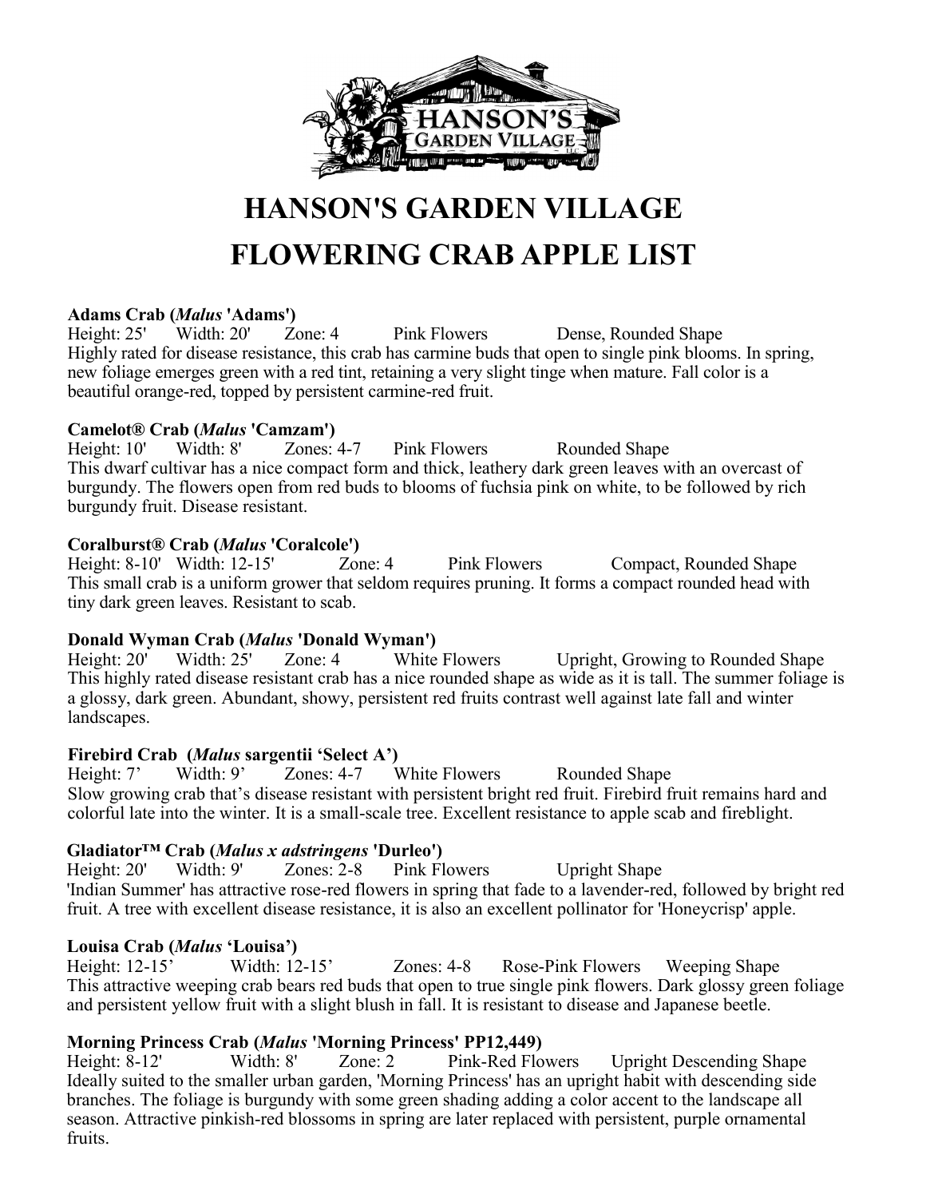# HANSON'S GARDEN VILLAGE

# FLOWERING CRAB APPLE LIST

**Adams Crab (*Malus* 'Adams')**
Height: 25' Width: 20' Zone: 4 Pink Flowers Dense, Rounded Shape
Highly rated for disease resistance, this crab has carmine buds that open to single pink blooms. In spring, new foliage emerges green with a red tint, retaining a very slight tinge when mature. Fall color is a beautiful orange-red, topped by persistent carmine-red fruit.

**Camelot® Crab (*Malus* 'Camzam')**
Height: 10' Width: 8' Zones: 4-7 Pink Flowers Rounded Shape
This dwarf cultivar has a nice compact form and thick, leathery dark green leaves with an overcast of burgundy. The flowers open from red buds to blooms of fuchsia pink on white, to be followed by rich burgundy fruit. Disease resistant.

**Coralburst® Crab (*Malus* 'Coralcole')**
Height: 8-10' Width: 12-15' Zone: 4 Pink Flowers Compact, Rounded Shape
This small crab is a uniform grower that seldom requires pruning. It forms a compact rounded head with tiny dark green leaves. Resistant to scab.

**Donald Wyman Crab (*Malus* 'Donald Wyman')**
Height: 20' Width: 25' Zone: 4 White Flowers Upright, Growing to Rounded Shape
This highly rated disease resistant crab has a nice rounded shape as wide as it is tall. The summer foliage is a glossy, dark green. Abundant, showy, persistent red fruits contrast well against late fall and winter landscapes.

**Firebird Crab (*Malus* sargentii 'Select A')**
Height: 7' Width: 9' Zones: 4-7 White Flowers Rounded Shape
Slow growing crab that's disease resistant with persistent bright red fruit. Firebird fruit remains hard and colorful late into the winter. It is a small-scale tree. Excellent resistance to apple scab and fireblight.

**Gladiator™ Crab (*Malus x adstringens* 'Durleo')**
Height: 20' Width: 9' Zones: 2-8 Pink Flowers Upright Shape
'Indian Summer' has attractive rose-red flowers in spring that fade to a lavender-red, followed by bright red fruit. A tree with excellent disease resistance, it is also an excellent pollinator for 'Honeycrisp' apple.

**Louisa Crab (*Malus* 'Louisa')**
Height: 12-15' Width: 12-15' Zones: 4-8 Rose-Pink Flowers Weeping Shape
This attractive weeping crab bears red buds that open to true single pink flowers. Dark glossy green foliage and persistent yellow fruit with a slight blush in fall. It is resistant to disease and Japanese beetle.

**Morning Princess Crab (*Malus* 'Morning Princess' PP12,449)**
Height: 8-12' Width: 8' Zone: 2 Pink-Red Flowers Upright Descending Shape
Ideally suited to the smaller urban garden, 'Morning Princess' has an upright habit with descending side branches. The foliage is burgundy with some green shading adding a color accent to the landscape all season. Attractive pinkish-red blossoms in spring are later replaced with persistent, purple ornamental fruits.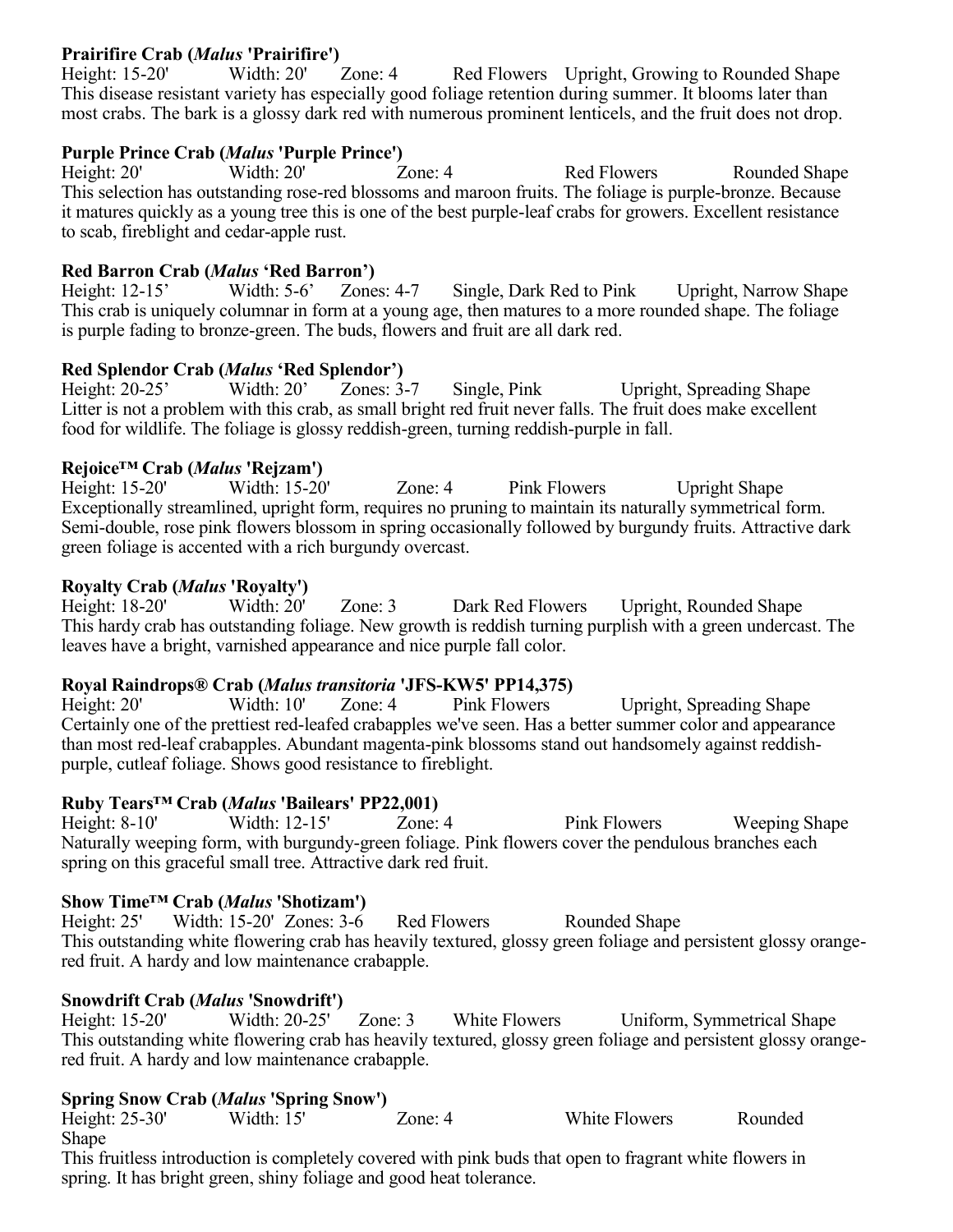**Prairifire Crab (*Malus* 'Prairifire')**
Height: 15-20' Width: 20' Zone: 4 Red Flowers Upright, Growing to Rounded Shape
This disease resistant variety has especially good foliage retention during summer. It blooms later than most crabs. The bark is a glossy dark red with numerous prominent lenticels, and the fruit does not drop.

**Purple Prince Crab (*Malus* 'Purple Prince')**
Height: 20' Width: 20' Zone: 4 Red Flowers Rounded Shape
This selection has outstanding rose-red blossoms and maroon fruits. The foliage is purple-bronze. Because it matures quickly as a young tree this is one of the best purple-leaf crabs for growers. Excellent resistance to scab, fireblight and cedar-apple rust.

**Red Barron Crab (*Malus* 'Red Barron')**
Height: 12-15' Width: 5-6' Zones: 4-7 Single, Dark Red to Pink Upright, Narrow Shape
This crab is uniquely columnar in form at a young age, then matures to a more rounded shape. The foliage is purple fading to bronze-green. The buds, flowers and fruit are all dark red.

**Red Splendor Crab (*Malus* 'Red Splendor')**
Height: 20-25' Width: 20' Zones: 3-7 Single, Pink Upright, Spreading Shape
Litter is not a problem with this crab, as small bright red fruit never falls. The fruit does make excellent food for wildlife. The foliage is glossy reddish-green, turning reddish-purple in fall.

**Rejoice™ Crab (*Malus* 'Rejzam')**
Height: 15-20' Width: 15-20' Zone: 4 Pink Flowers Upright Shape
Exceptionally streamlined, upright form, requires no pruning to maintain its naturally symmetrical form. Semi-double, rose pink flowers blossom in spring occasionally followed by burgundy fruits. Attractive dark green foliage is accented with a rich burgundy overcast.

**Royalty Crab (*Malus* 'Royalty')**
Height: 18-20' Width: 20' Zone: 3 Dark Red Flowers Upright, Rounded Shape
This hardy crab has outstanding foliage. New growth is reddish turning purplish with a green undercast. The leaves have a bright, varnished appearance and nice purple fall color.

**Royal Raindrops® Crab (*Malus transitoria* 'JFS-KW5' PP14,375)**
Height: 20' Width: 10' Zone: 4 Pink Flowers Upright, Spreading Shape
Certainly one of the prettiest red-leafed crabapples we've seen. Has a better summer color and appearance than most red-leaf crabapples. Abundant magenta-pink blossoms stand out handsomely against reddish-purple, cutleaf foliage. Shows good resistance to fireblight.

**Ruby Tears™ Crab (*Malus* 'Bailears' PP22,001)**
Height: 8-10' Width: 12-15' Zone: 4 Pink Flowers Weeping Shape
Naturally weeping form, with burgundy-green foliage. Pink flowers cover the pendulous branches each spring on this graceful small tree. Attractive dark red fruit.

**Show Time™ Crab (*Malus* 'Shotizam')**
Height: 25' Width: 15-20' Zones: 3-6 Red Flowers Rounded Shape
This outstanding white flowering crab has heavily textured, glossy green foliage and persistent glossy orange-red fruit. A hardy and low maintenance crabapple.

**Snowdrift Crab (*Malus* 'Snowdrift')**
Height: 15-20' Width: 20-25' Zone: 3 White Flowers Uniform, Symmetrical Shape
This outstanding white flowering crab has heavily textured, glossy green foliage and persistent glossy orange-red fruit. A hardy and low maintenance crabapple.

**Spring Snow Crab (*Malus* 'Spring Snow')**
Height: 25-30' Width: 15' Zone: 4 White Flowers Rounded Shape
This fruitless introduction is completely covered with pink buds that open to fragrant white flowers in spring. It has bright green, shiny foliage and good heat tolerance.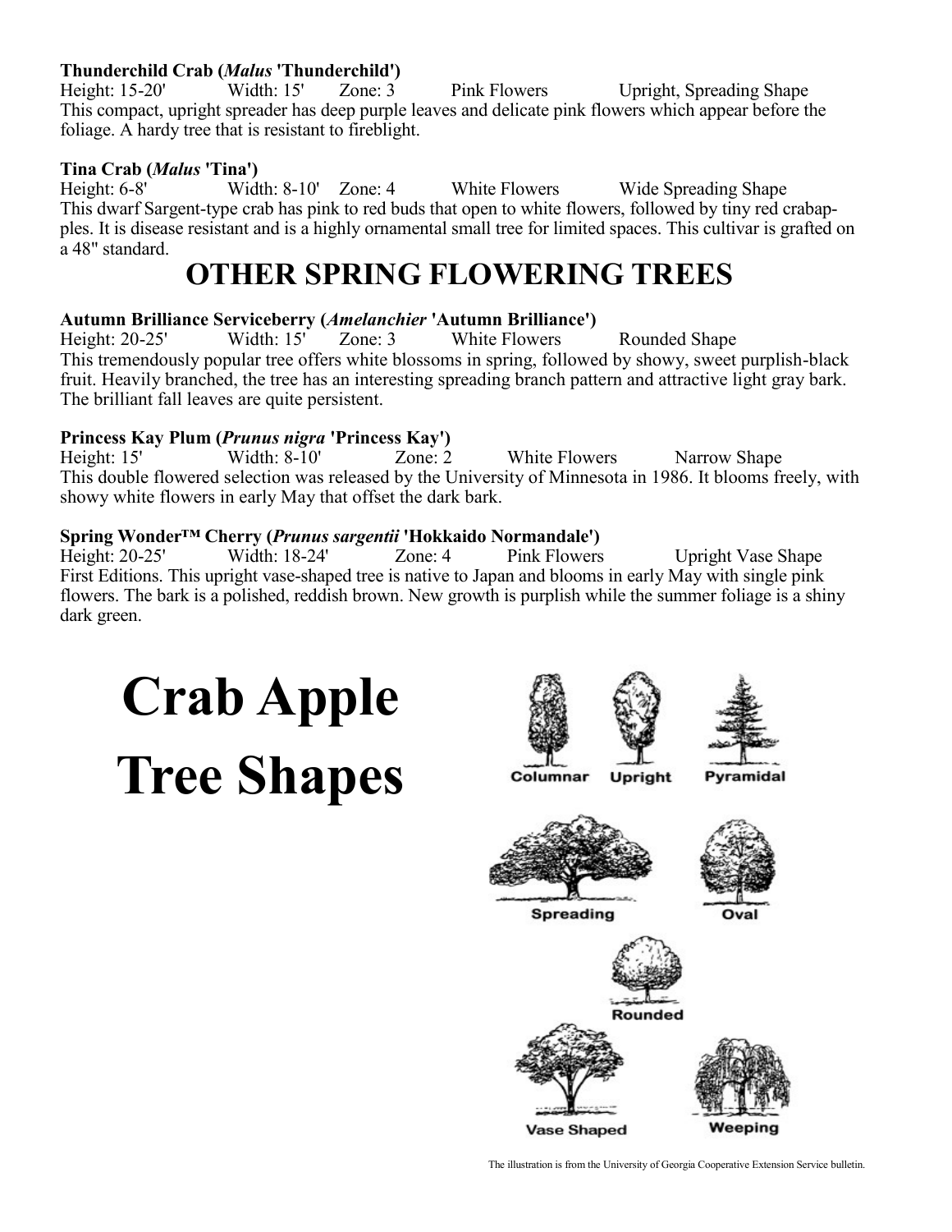**Thunderchild Crab (*Malus* 'Thunderchild')**
Height: 15-20' Width: 15' Zone: 3 Pink Flowers Upright, Spreading Shape
This compact, upright spreader has deep purple leaves and delicate pink flowers which appear before the foliage. A hardy tree that is resistant to fireblight.

**Tina Crab (*Malus* 'Tina')**
Height: 6-8' Width: 8-10' Zone: 4 White Flowers Wide Spreading Shape
This dwarf Sargent-type crab has pink to red buds that open to white flowers, followed by tiny red crabapples. It is disease resistant and is a highly ornamental small tree for limited spaces. This cultivar is grafted on a 48" standard.

## OTHER SPRING FLOWERING TREES

**Autumn Brilliance Serviceberry (*Amelanchier* 'Autumn Brilliance')**
Height: 20-25' Width: 15' Zone: 3 White Flowers Rounded Shape
This tremendously popular tree offers white blossoms in spring, followed by showy, sweet purplish-black fruit. Heavily branched, the tree has an interesting spreading branch pattern and attractive light gray bark. The brilliant fall leaves are quite persistent.

**Princess Kay Plum (*Prunus nigra* 'Princess Kay')**
Height: 15' Width: 8-10' Zone: 2 White Flowers Narrow Shape
This double flowered selection was released by the University of Minnesota in 1986. It blooms freely, with showy white flowers in early May that offset the dark bark.

**Spring Wonder™ Cherry (*Prunus sargentii* 'Hokkaido Normandale')**
Height: 20-25' Width: 18-24' Zone: 4 Pink Flowers Upright Vase Shape
First Editions. This upright vase-shaped tree is native to Japan and blooms in early May with single pink flowers. The bark is a polished, reddish brown. New growth is purplish while the summer foliage is a shiny dark green.

# Crab Apple Tree Shapes

Columnar
Upright
Pyramidal
Spreading
Oval
Rounded
Vase Shaped
Weeping

The illustration is from the University of Georgia Cooperative Extension Service bulletin.